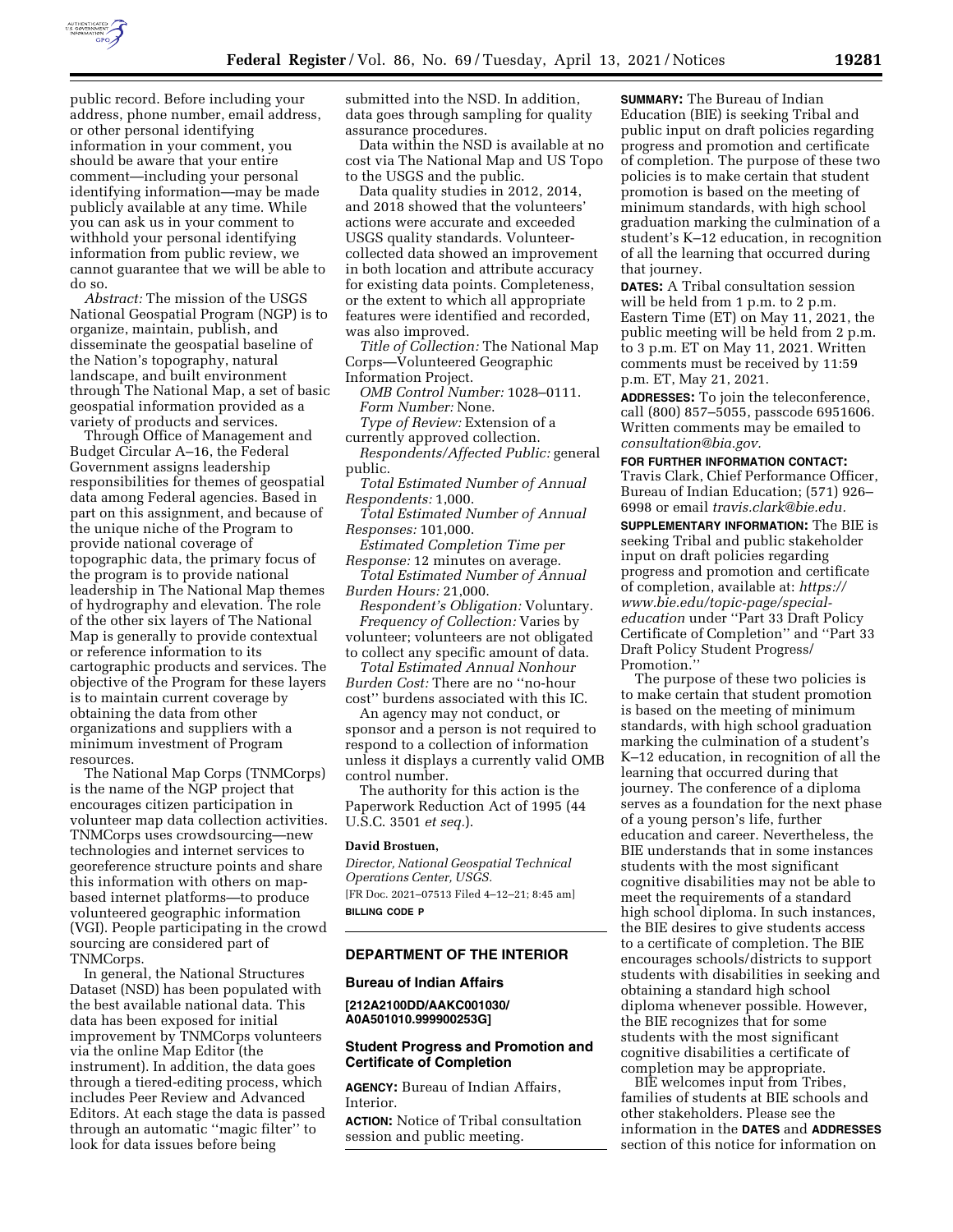public record. Before including your address, phone number, email address, or other personal identifying information in your comment, you should be aware that your entire comment—including your personal identifying information—may be made publicly available at any time. While you can ask us in your comment to withhold your personal identifying information from public review, we cannot guarantee that we will be able to do so.

*Abstract:* The mission of the USGS National Geospatial Program (NGP) is to organize, maintain, publish, and disseminate the geospatial baseline of the Nation's topography, natural landscape, and built environment through The National Map, a set of basic geospatial information provided as a variety of products and services.

Through Office of Management and Budget Circular A–16, the Federal Government assigns leadership responsibilities for themes of geospatial data among Federal agencies. Based in part on this assignment, and because of the unique niche of the Program to provide national coverage of topographic data, the primary focus of the program is to provide national leadership in The National Map themes of hydrography and elevation. The role of the other six layers of The National Map is generally to provide contextual or reference information to its cartographic products and services. The objective of the Program for these layers is to maintain current coverage by obtaining the data from other organizations and suppliers with a minimum investment of Program resources.

The National Map Corps (TNMCorps) is the name of the NGP project that encourages citizen participation in volunteer map data collection activities. TNMCorps uses crowdsourcing—new technologies and internet services to georeference structure points and share this information with others on map-based internet platforms—to produce volunteered geographic information (VGI). People participating in the crowd sourcing are considered part of TNMCorps.

In general, the National Structures Dataset (NSD) has been populated with the best available national data. This data has been exposed for initial improvement by TNMCorps volunteers via the online Map Editor (the instrument). In addition, the data goes through a tiered-editing process, which includes Peer Review and Advanced Editors. At each stage the data is passed through an automatic ''magic filter'' to look for data issues before being submitted into the NSD. In addition, data goes through sampling for quality assurance procedures.

Data within the NSD is available at no cost via The National Map and US Topo to the USGS and the public.

Data quality studies in 2012, 2014, and 2018 showed that the volunteers' actions were accurate and exceeded USGS quality standards. Volunteer-collected data showed an improvement in both location and attribute accuracy for existing data points. Completeness, or the extent to which all appropriate features were identified and recorded, was also improved.

*Title of Collection:* The National Map Corps—Volunteered Geographic Information Project.

*OMB Control Number:* 1028–0111.

*Form Number:* None.

*Type of Review:* Extension of a currently approved collection.

*Respondents/Affected Public:* general public.

*Total Estimated Number of Annual Respondents:* 1,000.

*Total Estimated Number of Annual Responses:* 101,000.

*Estimated Completion Time per Response:* 12 minutes on average.

*Total Estimated Number of Annual Burden Hours:* 21,000.

*Respondent's Obligation:* Voluntary.

*Frequency of Collection:* Varies by volunteer; volunteers are not obligated to collect any specific amount of data.

*Total Estimated Annual Nonhour Burden Cost:* There are no ''no-hour cost'' burdens associated with this IC.

An agency may not conduct, or sponsor and a person is not required to respond to a collection of information unless it displays a currently valid OMB control number.

The authority for this action is the Paperwork Reduction Act of 1995 (44 U.S.C. 3501 *et seq.*).

**David Brostuen,**

*Director, National Geospatial Technical Operations Center, USGS.*

[FR Doc. 2021–07513 Filed 4–12–21; 8:45 am]

**BILLING CODE P**

## DEPARTMENT OF THE INTERIOR

### Bureau of Indian Affairs

**[212A2100DD/AAKC001030/A0A501010.999900253G]**

### Student Progress and Promotion and Certificate of Completion

**AGENCY:** Bureau of Indian Affairs, Interior.

**ACTION:** Notice of Tribal consultation session and public meeting.

**SUMMARY:** The Bureau of Indian Education (BIE) is seeking Tribal and public input on draft policies regarding progress and promotion and certificate of completion. The purpose of these two policies is to make certain that student promotion is based on the meeting of minimum standards, with high school graduation marking the culmination of a student's K–12 education, in recognition of all the learning that occurred during that journey.

**DATES:** A Tribal consultation session will be held from 1 p.m. to 2 p.m. Eastern Time (ET) on May 11, 2021, the public meeting will be held from 2 p.m. to 3 p.m. ET on May 11, 2021. Written comments must be received by 11:59 p.m. ET, May 21, 2021.

**ADDRESSES:** To join the teleconference, call (800) 857–5055, passcode 6951606. Written comments may be emailed to *consultation@bia.gov.*

**FOR FURTHER INFORMATION CONTACT:** Travis Clark, Chief Performance Officer, Bureau of Indian Education; (571) 926–6998 or email *travis.clark@bie.edu.*

**SUPPLEMENTARY INFORMATION:** The BIE is seeking Tribal and public stakeholder input on draft policies regarding progress and promotion and certificate of completion, available at: *https://www.bie.edu/topic-page/special-education* under ''Part 33 Draft Policy Certificate of Completion'' and ''Part 33 Draft Policy Student Progress/Promotion.''

The purpose of these two policies is to make certain that student promotion is based on the meeting of minimum standards, with high school graduation marking the culmination of a student's K–12 education, in recognition of all the learning that occurred during that journey. The conference of a diploma serves as a foundation for the next phase of a young person's life, further education and career. Nevertheless, the BIE understands that in some instances students with the most significant cognitive disabilities may not be able to meet the requirements of a standard high school diploma. In such instances, the BIE desires to give students access to a certificate of completion. The BIE encourages schools/districts to support students with disabilities in seeking and obtaining a standard high school diploma whenever possible. However, the BIE recognizes that for some students with the most significant cognitive disabilities a certificate of completion may be appropriate.

BIE welcomes input from Tribes, families of students at BIE schools and other stakeholders. Please see the information in the **DATES** and **ADDRESSES** section of this notice for information on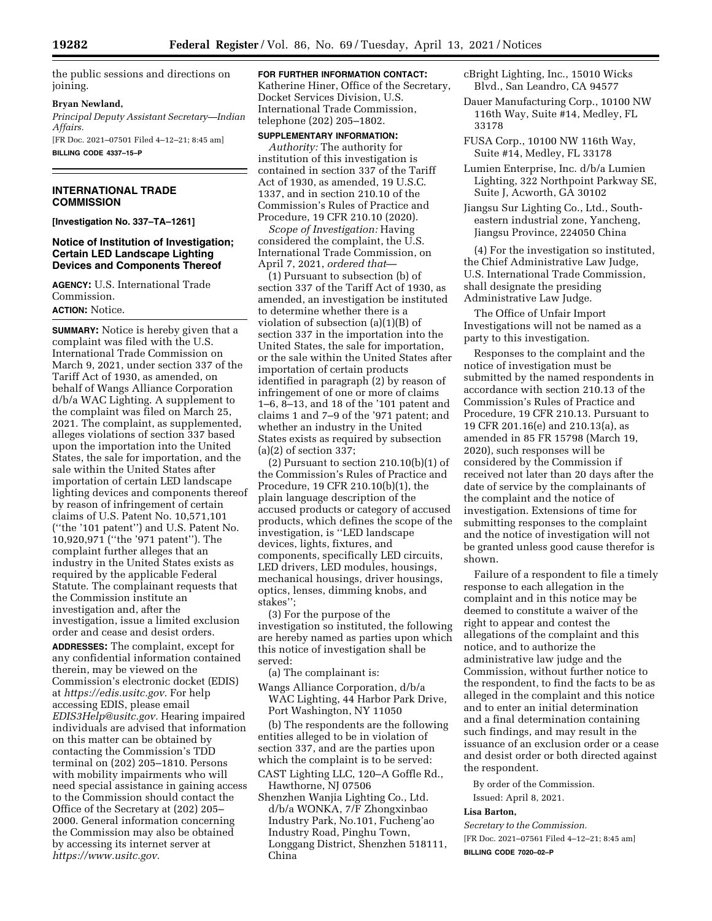the public sessions and directions on joining.

**Bryan Newland,**

*Principal Deputy Assistant Secretary—Indian Affairs.*

[FR Doc. 2021–07501 Filed 4–12–21; 8:45 am]

**BILLING CODE 4337–15–P**

## INTERNATIONAL TRADE COMMISSION

**[Investigation No. 337–TA–1261]**

### Notice of Institution of Investigation; Certain LED Landscape Lighting Devices and Components Thereof

**AGENCY:** U.S. International Trade Commission.

**ACTION:** Notice.

**SUMMARY:** Notice is hereby given that a complaint was filed with the U.S. International Trade Commission on March 9, 2021, under section 337 of the Tariff Act of 1930, as amended, on behalf of Wangs Alliance Corporation d/b/a WAC Lighting. A supplement to the complaint was filed on March 25, 2021. The complaint, as supplemented, alleges violations of section 337 based upon the importation into the United States, the sale for importation, and the sale within the United States after importation of certain LED landscape lighting devices and components thereof by reason of infringement of certain claims of U.S. Patent No. 10,571,101 (''the '101 patent'') and U.S. Patent No. 10,920,971 (''the '971 patent''). The complaint further alleges that an industry in the United States exists as required by the applicable Federal Statute. The complainant requests that the Commission institute an investigation and, after the investigation, issue a limited exclusion order and cease and desist orders.

**ADDRESSES:** The complaint, except for any confidential information contained therein, may be viewed on the Commission's electronic docket (EDIS) at *https://edis.usitc.gov.* For help accessing EDIS, please email *EDIS3Help@usitc.gov.* Hearing impaired individuals are advised that information on this matter can be obtained by contacting the Commission's TDD terminal on (202) 205–1810. Persons with mobility impairments who will need special assistance in gaining access to the Commission should contact the Office of the Secretary at (202) 205–2000. General information concerning the Commission may also be obtained by accessing its internet server at *https://www.usitc.gov.*

**FOR FURTHER INFORMATION CONTACT:** Katherine Hiner, Office of the Secretary, Docket Services Division, U.S. International Trade Commission, telephone (202) 205–1802.

**SUPPLEMENTARY INFORMATION:**

*Authority:* The authority for institution of this investigation is contained in section 337 of the Tariff Act of 1930, as amended, 19 U.S.C. 1337, and in section 210.10 of the Commission's Rules of Practice and Procedure, 19 CFR 210.10 (2020).

*Scope of Investigation:* Having considered the complaint, the U.S. International Trade Commission, on April 7, 2021, *ordered that*—

(1) Pursuant to subsection (b) of section 337 of the Tariff Act of 1930, as amended, an investigation be instituted to determine whether there is a violation of subsection (a)(1)(B) of section 337 in the importation into the United States, the sale for importation, or the sale within the United States after importation of certain products identified in paragraph (2) by reason of infringement of one or more of claims 1–6, 8–13, and 18 of the '101 patent and claims 1 and 7–9 of the '971 patent; and whether an industry in the United States exists as required by subsection (a)(2) of section 337;

(2) Pursuant to section 210.10(b)(1) of the Commission's Rules of Practice and Procedure, 19 CFR 210.10(b)(1), the plain language description of the accused products or category of accused products, which defines the scope of the investigation, is ''LED landscape devices, lights, fixtures, and components, specifically LED circuits, LED drivers, LED modules, housings, mechanical housings, driver housings, optics, lenses, dimming knobs, and stakes'';

(3) For the purpose of the investigation so instituted, the following are hereby named as parties upon which this notice of investigation shall be served:

(a) The complainant is:

Wangs Alliance Corporation, d/b/a WAC Lighting, 44 Harbor Park Drive, Port Washington, NY 11050

(b) The respondents are the following entities alleged to be in violation of section 337, and are the parties upon which the complaint is to be served:

CAST Lighting LLC, 120–A Goffle Rd., Hawthorne, NJ 07506

Shenzhen Wanjia Lighting Co., Ltd. d/b/a WONKA, 7/F Zhongxinbao Industry Park, No.101, Fucheng'ao Industry Road, Pinghu Town, Longgang District, Shenzhen 518111, China

cBright Lighting, Inc., 15010 Wicks Blvd., San Leandro, CA 94577

Dauer Manufacturing Corp., 10100 NW 116th Way, Suite #14, Medley, FL 33178

FUSA Corp., 10100 NW 116th Way, Suite #14, Medley, FL 33178

Lumien Enterprise, Inc. d/b/a Lumien Lighting, 322 Northpoint Parkway SE, Suite J, Acworth, GA 30102

Jiangsu Sur Lighting Co., Ltd., South-eastern industrial zone, Yancheng, Jiangsu Province, 224050 China

(4) For the investigation so instituted, the Chief Administrative Law Judge, U.S. International Trade Commission, shall designate the presiding Administrative Law Judge.

The Office of Unfair Import Investigations will not be named as a party to this investigation.

Responses to the complaint and the notice of investigation must be submitted by the named respondents in accordance with section 210.13 of the Commission's Rules of Practice and Procedure, 19 CFR 210.13. Pursuant to 19 CFR 201.16(e) and 210.13(a), as amended in 85 FR 15798 (March 19, 2020), such responses will be considered by the Commission if received not later than 20 days after the date of service by the complainants of the complaint and the notice of investigation. Extensions of time for submitting responses to the complaint and the notice of investigation will not be granted unless good cause therefor is shown.

Failure of a respondent to file a timely response to each allegation in the complaint and in this notice may be deemed to constitute a waiver of the right to appear and contest the allegations of the complaint and this notice, and to authorize the administrative law judge and the Commission, without further notice to the respondent, to find the facts to be as alleged in the complaint and this notice and to enter an initial determination and a final determination containing such findings, and may result in the issuance of an exclusion order or a cease and desist order or both directed against the respondent.

By order of the Commission.

Issued: April 8, 2021.

**Lisa Barton,**

*Secretary to the Commission.*

[FR Doc. 2021–07561 Filed 4–12–21; 8:45 am]

**BILLING CODE 7020–02–P**